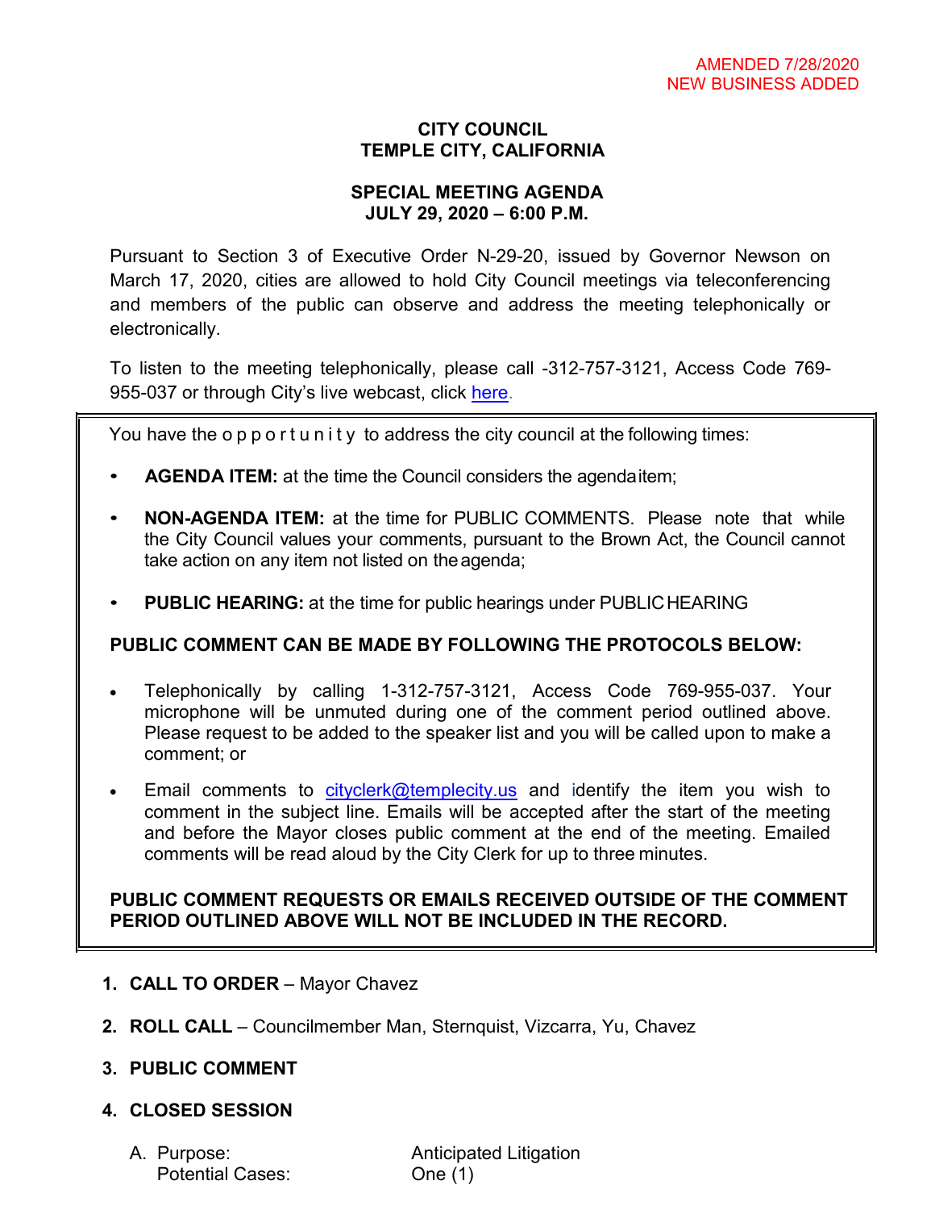AMENDED 7/28/2020
NEW BUSINESS ADDED

# CITY COUNCIL
# TEMPLE CITY, CALIFORNIA

## SPECIAL MEETING AGENDA
## JULY 29, 2020 – 6:00 P.M.

Pursuant to Section 3 of Executive Order N-29-20, issued by Governor Newson on March 17, 2020, cities are allowed to hold City Council meetings via teleconferencing and members of the public can observe and address the meeting telephonically or electronically.

To listen to the meeting telephonically, please call -312-757-3121, Access Code 769-955-037 or through City's live webcast, click here.

You have the opportunity to address the city council at the following times:

- **AGENDA ITEM:** at the time the Council considers the agenda item;
- **NON-AGENDA ITEM:** at the time for PUBLIC COMMENTS. Please note that while the City Council values your comments, pursuant to the Brown Act, the Council cannot take action on any item not listed on the agenda;
- **PUBLIC HEARING:** at the time for public hearings under PUBLIC HEARING

**PUBLIC COMMENT CAN BE MADE BY FOLLOWING THE PROTOCOLS BELOW:**

- Telephonically by calling 1-312-757-3121, Access Code 769-955-037. Your microphone will be unmuted during one of the comment period outlined above. Please request to be added to the speaker list and you will be called upon to make a comment; or
- Email comments to cityclerk@templecity.us and identify the item you wish to comment in the subject line. Emails will be accepted after the start of the meeting and before the Mayor closes public comment at the end of the meeting. Emailed comments will be read aloud by the City Clerk for up to three minutes.

**PUBLIC COMMENT REQUESTS OR EMAILS RECEIVED OUTSIDE OF THE COMMENT PERIOD OUTLINED ABOVE WILL NOT BE INCLUDED IN THE RECORD.**

1. **CALL TO ORDER** – Mayor Chavez
2. **ROLL CALL** – Councilmember Man, Sternquist, Vizcarra, Yu, Chavez
3. **PUBLIC COMMENT**
4. **CLOSED SESSION**

   A. Purpose: Anticipated Litigation
      Potential Cases: One (1)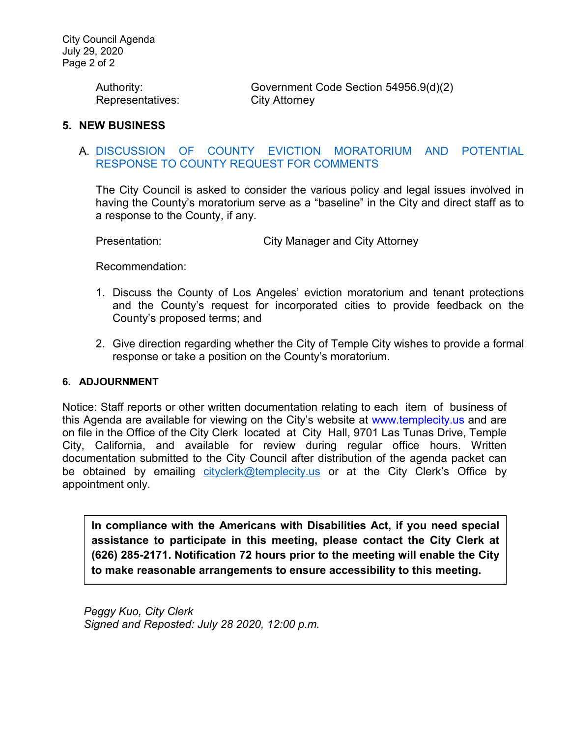Authority: Government Code Section 54956.9(d)(2)
Representatives: City Attorney

## 5. NEW BUSINESS

A. DISCUSSION OF COUNTY EVICTION MORATORIUM AND POTENTIAL RESPONSE TO COUNTY REQUEST FOR COMMENTS

The City Council is asked to consider the various policy and legal issues involved in having the County's moratorium serve as a "baseline" in the City and direct staff as to a response to the County, if any.

Presentation: City Manager and City Attorney

Recommendation:

1. Discuss the County of Los Angeles' eviction moratorium and tenant protections and the County's request for incorporated cities to provide feedback on the County's proposed terms; and

2. Give direction regarding whether the City of Temple City wishes to provide a formal response or take a position on the County's moratorium.

## 6. ADJOURNMENT

Notice: Staff reports or other written documentation relating to each item of business of this Agenda are available for viewing on the City's website at www.templecity.us and are on file in the Office of the City Clerk located at City Hall, 9701 Las Tunas Drive, Temple City, California, and available for review during regular office hours. Written documentation submitted to the City Council after distribution of the agenda packet can be obtained by emailing cityclerk@templecity.us or at the City Clerk's Office by appointment only.

**In compliance with the Americans with Disabilities Act, if you need special assistance to participate in this meeting, please contact the City Clerk at (626) 285-2171. Notification 72 hours prior to the meeting will enable the City to make reasonable arrangements to ensure accessibility to this meeting.**

*Peggy Kuo, City Clerk*
*Signed and Reposted: July 28 2020, 12:00 p.m.*